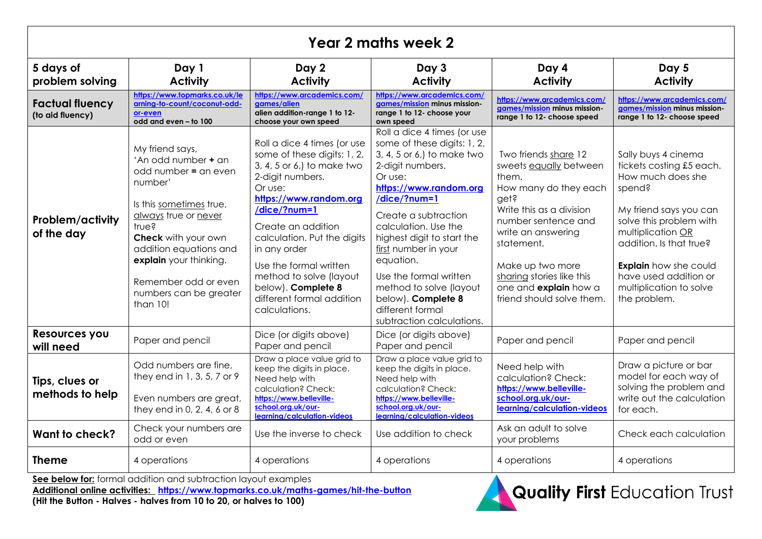# Year 2 maths week 2

| 5 days of problem solving | Day 1 Activity | Day 2 Activity | Day 3 Activity | Day 4 Activity | Day 5 Activity |
|---|---|---|---|---|---|
| **Factual fluency** (to aid fluency) | https://www.topmarks.co.uk/learning-to-count/coconut-odd-or-even **odd and even – to 100** | https://www.arcademics.com/games/alien **alien addition-range 1 to 12- choose your own speed** | https://www.arcademics.com/games/mission **minus mission-range 1 to 12- choose your own speed** | https://www.arcademics.com/games/mission **minus mission-range 1 to 12- choose speed** | https://www.arcademics.com/games/mission **minus mission-range 1 to 12- choose speed** |
| **Problem/activity of the day** | My friend says, 'An odd number **+** an odd number **=** an even number'<br><br>Is this sometimes true, always true or never true? **Check** with your own addition equations and **explain** your thinking.<br><br>Remember odd or even numbers can be greater than 10! | Roll a dice 4 times (or use some of these digits: 1, 2, 3, 4, 5 or 6,) to make two 2-digit numbers. Or use: **https://www.random.org/dice/?num=1**<br><br>Create an addition calculation. Put the digits in any order<br><br>Use the formal written method to solve (layout below). **Complete 8** different formal addition calculations. | Roll a dice 4 times (or use some of these digits: 1, 2, 3, 4, 5 or 6,) to make two 2-digit numbers. Or use: **https://www.random.org/dice/?num=1**<br><br>Create a subtraction calculation. Use the highest digit to start the first number in your equation.<br><br>Use the formal written method to solve (layout below). **Complete 8** different formal subtraction calculations. | Two friends share 12 sweets equally between them. How many do they each get? Write this as a division number sentence and write an answering statement.<br><br>Make up two more sharing stories like this one and **explain** how a friend should solve them. | Sally buys 4 cinema tickets costing £5 each. How much does she spend?<br><br>My friend says you can solve this problem with multiplication OR addition. Is that true?<br><br>**Explain** how she could have used addition or multiplication to solve the problem. |
| **Resources you will need** | Paper and pencil | Dice (or digits above) Paper and pencil | Dice (or digits above) Paper and pencil | Paper and pencil | Paper and pencil |
| **Tips, clues or methods to help** | Odd numbers are fine, they end in 1, 3, 5, 7 or 9<br><br>Even numbers are great, they end in 0, 2, 4, 6 or 8 | Draw a place value grid to keep the digits in place. Need help with calculation? Check: https://www.belleville-school.org.uk/our-learning/calculation-videos | Draw a place value grid to keep the digits in place. Need help with calculation? Check: https://www.belleville-school.org.uk/our-learning/calculation-videos | Need help with calculation? Check: https://www.belleville-school.org.uk/our-learning/calculation-videos | Draw a picture or bar model for each way of solving the problem and write out the calculation for each. |
| **Want to check?** | Check your numbers are odd or even | Use the inverse to check | Use addition to check | Ask an adult to solve your problems | Check each calculation |
| **Theme** | 4 operations | 4 operations | 4 operations | 4 operations | 4 operations |

**See below for:** formal addition and subtraction layout examples

**Additional online activities: https://www.topmarks.co.uk/maths-games/hit-the-button**

**(Hit the Button - Halves - halves from 10 to 20, or halves to 100)**

Quality First Education Trust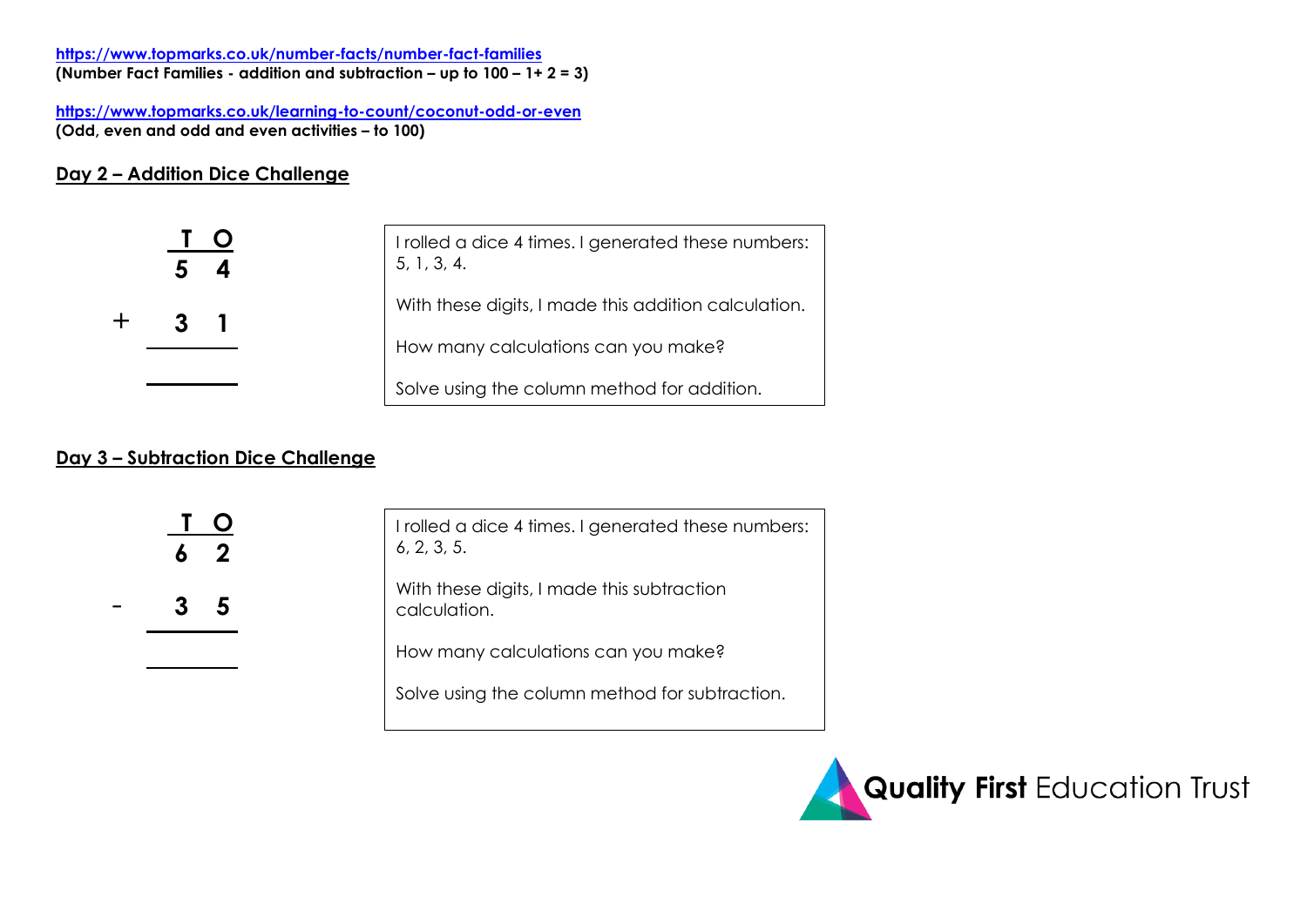https://www.topmarks.co.uk/number-facts/number-fact-families
**(Number Fact Families - addition and subtraction – up to 100 – 1+ 2 = 3)**

https://www.topmarks.co.uk/learning-to-count/coconut-odd-or-even
**(Odd, even and odd and even activities – to 100)**

## Day 2 – Addition Dice Challenge

| | T | O |
|---|---|---|
| | 5 | 4 |
| + | 3 | 1 |
| | | |

I rolled a dice 4 times. I generated these numbers: 5, 1, 3, 4.

With these digits, I made this addition calculation.

How many calculations can you make?

Solve using the column method for addition.

## Day 3 – Subtraction Dice Challenge

| | T | O |
|---|---|---|
| | 6 | 2 |
| - | 3 | 5 |
| | | |

I rolled a dice 4 times. I generated these numbers: 6, 2, 3, 5.

With these digits, I made this subtraction calculation.

How many calculations can you make?

Solve using the column method for subtraction.

**Quality First** Education Trust